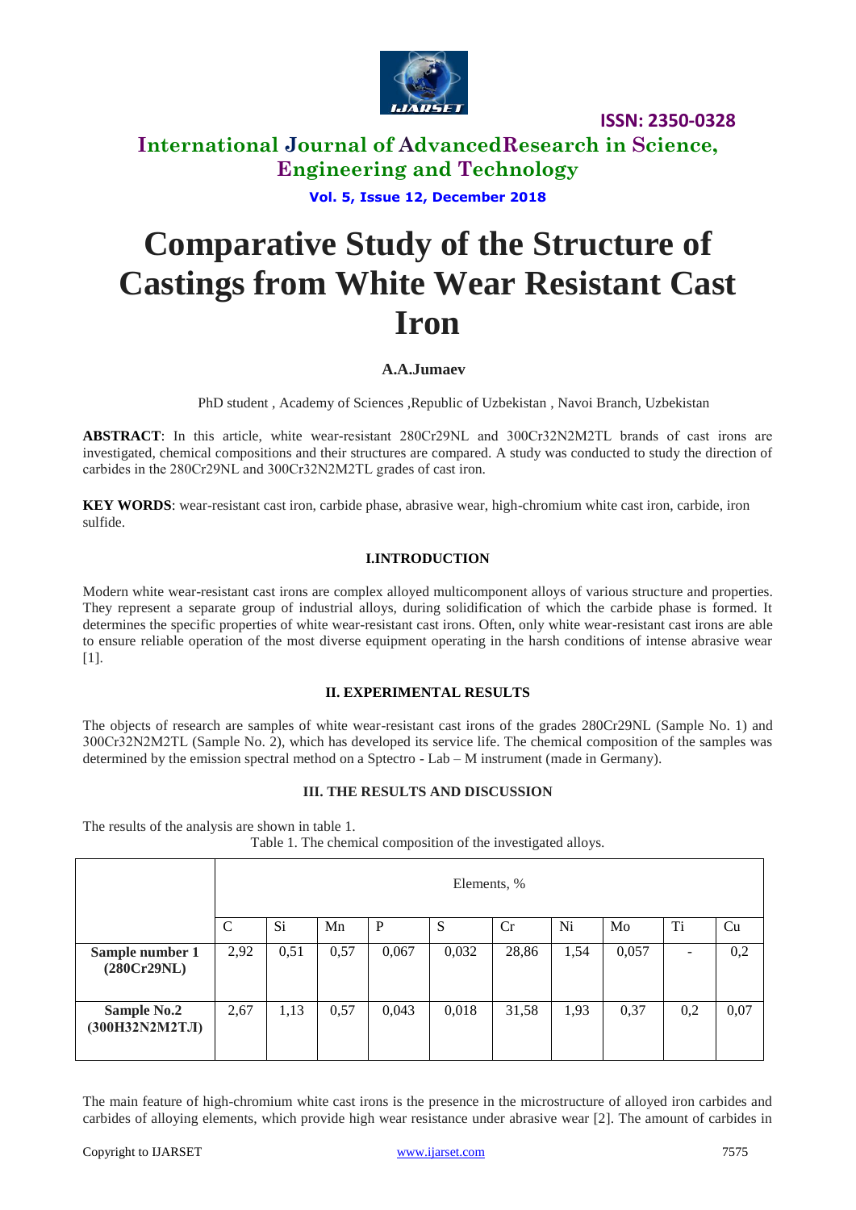# Comparative Study of the Structure of Castings from White Wear Resistant Cast Iron

**A.A.Jumaev**

PhD student , Academy of Sciences ,Republic of Uzbekistan , Navoi Branch, Uzbekistan

**ABSTRACT**: In this article, white wear-resistant 280Cr29NL and 300Cr32N2M2TL brands of cast irons are investigated, chemical compositions and their structures are compared. A study was conducted to study the direction of carbides in the 280Cr29NL and 300Cr32N2M2TL grades of cast iron.

**KEY WORDS**: wear-resistant cast iron, carbide phase, abrasive wear, high-chromium white cast iron, carbide, iron sulfide.

## I.INTRODUCTION

Modern white wear-resistant cast irons are complex alloyed multicomponent alloys of various structure and properties. They represent a separate group of industrial alloys, during solidification of which the carbide phase is formed. It determines the specific properties of white wear-resistant cast irons. Often, only white wear-resistant cast irons are able to ensure reliable operation of the most diverse equipment operating in the harsh conditions of intense abrasive wear [1].

## II. EXPERIMENTAL RESULTS

The objects of research are samples of white wear-resistant cast irons of the grades 280Cr29NL (Sample No. 1) and 300Cr32N2M2TL (Sample No. 2), which has developed its service life. The chemical composition of the samples was determined by the emission spectral method on a Sptectro - Lab – M instrument (made in Germany).

## III. THE RESULTS AND DISCUSSION

The results of the analysis are shown in table 1.

Table 1. The chemical composition of the investigated alloys.

| | Elements, % | | | | | | | | | |
|---|---|---|---|---|---|---|---|---|---|---|
| | C | Si | Mn | P | S | Cr | Ni | Mo | Ti | Cu |
| **Sample number 1 (280Cr29NL)** | 2,92 | 0,51 | 0,57 | 0,067 | 0,032 | 28,86 | 1,54 | 0,057 | - | 0,2 |
| **Sample No.2 (300H32N2M2TЛ)** | 2,67 | 1,13 | 0,57 | 0,043 | 0,018 | 31,58 | 1,93 | 0,37 | 0,2 | 0,07 |

The main feature of high-chromium white cast irons is the presence in the microstructure of alloyed iron carbides and carbides of alloying elements, which provide high wear resistance under abrasive wear [2]. The amount of carbides in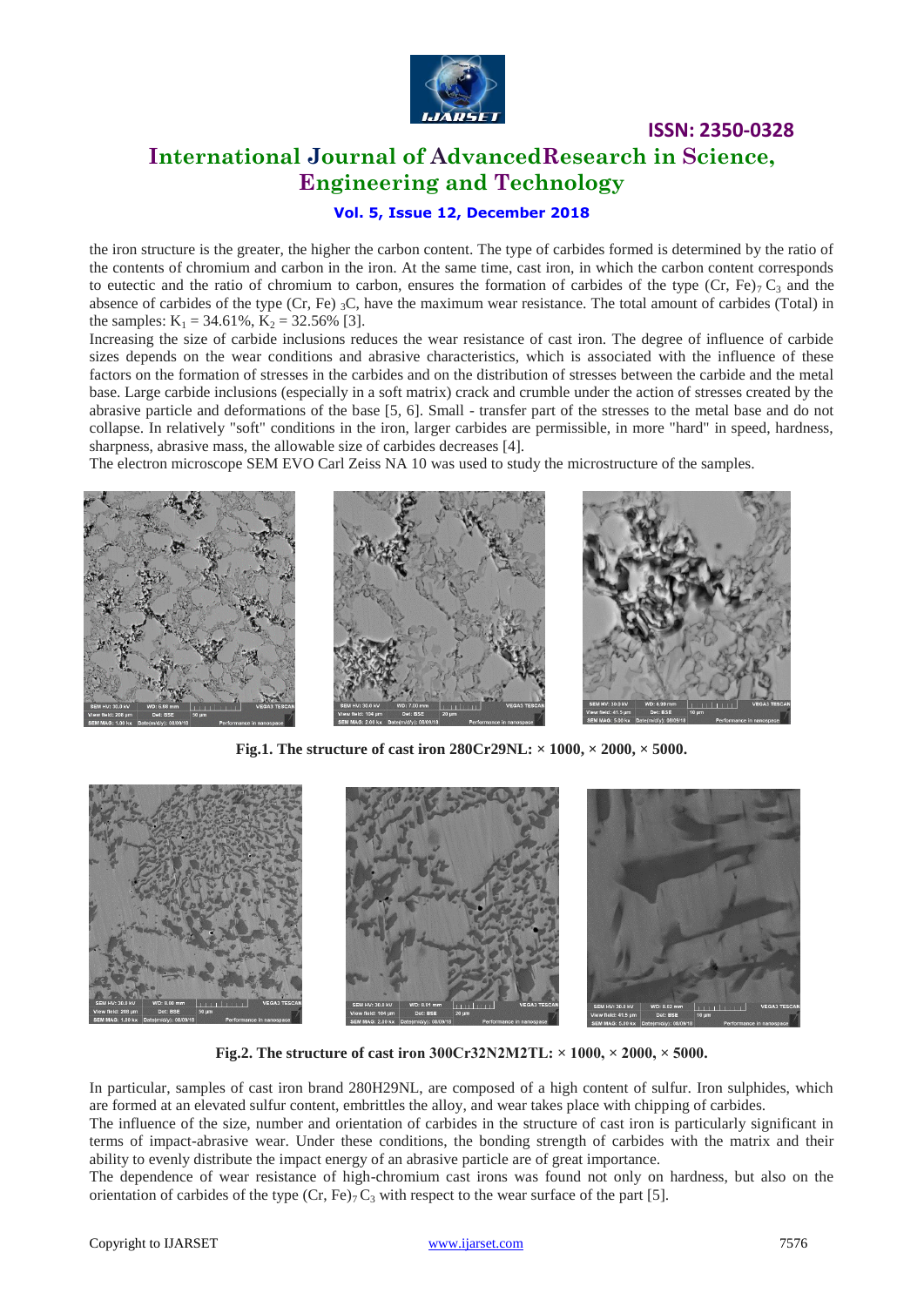the iron structure is the greater, the higher the carbon content. The type of carbides formed is determined by the ratio of the contents of chromium and carbon in the iron. At the same time, cast iron, in which the carbon content corresponds to eutectic and the ratio of chromium to carbon, ensures the formation of carbides of the type $(Cr, Fe)_7 C_3$ and the absence of carbides of the type $(Cr, Fe)_3C$, have the maximum wear resistance. The total amount of carbides (Total) in the samples: $K_1 = 34.61\%$, $K_2 = 32.56\%$ [3].

Increasing the size of carbide inclusions reduces the wear resistance of cast iron. The degree of influence of carbide sizes depends on the wear conditions and abrasive characteristics, which is associated with the influence of these factors on the formation of stresses in the carbides and on the distribution of stresses between the carbide and the metal base. Large carbide inclusions (especially in a soft matrix) crack and crumble under the action of stresses created by the abrasive particle and deformations of the base [5, 6]. Small - transfer part of the stresses to the metal base and do not collapse. In relatively "soft" conditions in the iron, larger carbides are permissible, in more "hard" in speed, hardness, sharpness, abrasive mass, the allowable size of carbides decreases [4].

The electron microscope SEM EVO Carl Zeiss NA 10 was used to study the microstructure of the samples.

**Fig.1. The structure of cast iron 280Cr29NL: × 1000, × 2000, × 5000.**

**Fig.2. The structure of cast iron 300Cr32N2M2TL: × 1000, × 2000, × 5000.**

In particular, samples of cast iron brand 280H29NL, are composed of a high content of sulfur. Iron sulphides, which are formed at an elevated sulfur content, embrittles the alloy, and wear takes place with chipping of carbides.

The influence of the size, number and orientation of carbides in the structure of cast iron is particularly significant in terms of impact-abrasive wear. Under these conditions, the bonding strength of carbides with the matrix and their ability to evenly distribute the impact energy of an abrasive particle are of great importance.

The dependence of wear resistance of high-chromium cast irons was found not only on hardness, but also on the orientation of carbides of the type $(Cr, Fe)_7 C_3$ with respect to the wear surface of the part [5].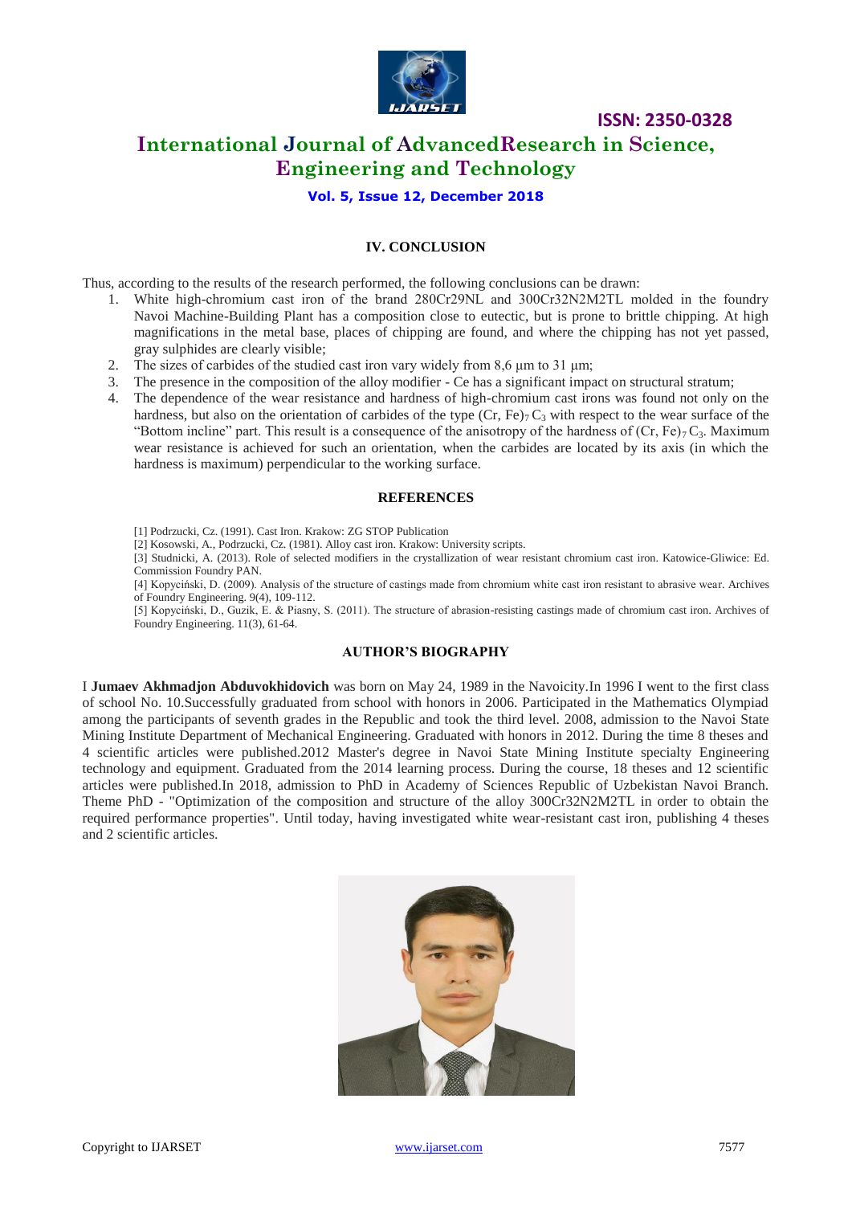## IV. CONCLUSION

Thus, according to the results of the research performed, the following conclusions can be drawn:

1. White high-chromium cast iron of the brand 280Cr29NL and 300Cr32N2M2TL molded in the foundry Navoi Machine-Building Plant has a composition close to eutectic, but is prone to brittle chipping. At high magnifications in the metal base, places of chipping are found, and where the chipping has not yet passed, gray sulphides are clearly visible;
2. The sizes of carbides of the studied cast iron vary widely from 8,6 μm to 31 μm;
3. The presence in the composition of the alloy modifier - Ce has a significant impact on structural stratum;
4. The dependence of the wear resistance and hardness of high-chromium cast irons was found not only on the hardness, but also on the orientation of carbides of the type $(Cr, Fe)_7C_3$ with respect to the wear surface of the "Bottom incline" part. This result is a consequence of the anisotropy of the hardness of $(Cr, Fe)_7C_3$. Maximum wear resistance is achieved for such an orientation, when the carbides are located by its axis (in which the hardness is maximum) perpendicular to the working surface.

## REFERENCES

[1] Podrzucki, Cz. (1991). Cast Iron. Krakow: ZG STOP Publication

[2] Kosowski, A., Podrzucki, Cz. (1981). Alloy cast iron. Krakow: University scripts.

[3] Studnicki, A. (2013). Role of selected modifiers in the crystallization of wear resistant chromium cast iron. Katowice-Gliwice: Ed. Commission Foundry PAN.

[4] Kopyciński, D. (2009). Analysis of the structure of castings made from chromium white cast iron resistant to abrasive wear. Archives of Foundry Engineering. 9(4), 109-112.

[5] Kopyciński, D., Guzik, E. & Piasny, S. (2011). The structure of abrasion-resisting castings made of chromium cast iron. Archives of Foundry Engineering. 11(3), 61-64.

## AUTHOR'S BIOGRAPHY

I **Jumaev Akhmadjon Abduvokhidovich** was born on May 24, 1989 in the Navoicity.In 1996 I went to the first class of school No. 10.Successfully graduated from school with honors in 2006. Participated in the Mathematics Olympiad among the participants of seventh grades in the Republic and took the third level. 2008, admission to the Navoi State Mining Institute Department of Mechanical Engineering. Graduated with honors in 2012. During the time 8 theses and 4 scientific articles were published.2012 Master's degree in Navoi State Mining Institute specialty Engineering technology and equipment. Graduated from the 2014 learning process. During the course, 18 theses and 12 scientific articles were published.In 2018, admission to PhD in Academy of Sciences Republic of Uzbekistan Navoi Branch. Theme PhD - "Optimization of the composition and structure of the alloy 300Cr32N2M2TL in order to obtain the required performance properties". Until today, having investigated white wear-resistant cast iron, publishing 4 theses and 2 scientific articles.